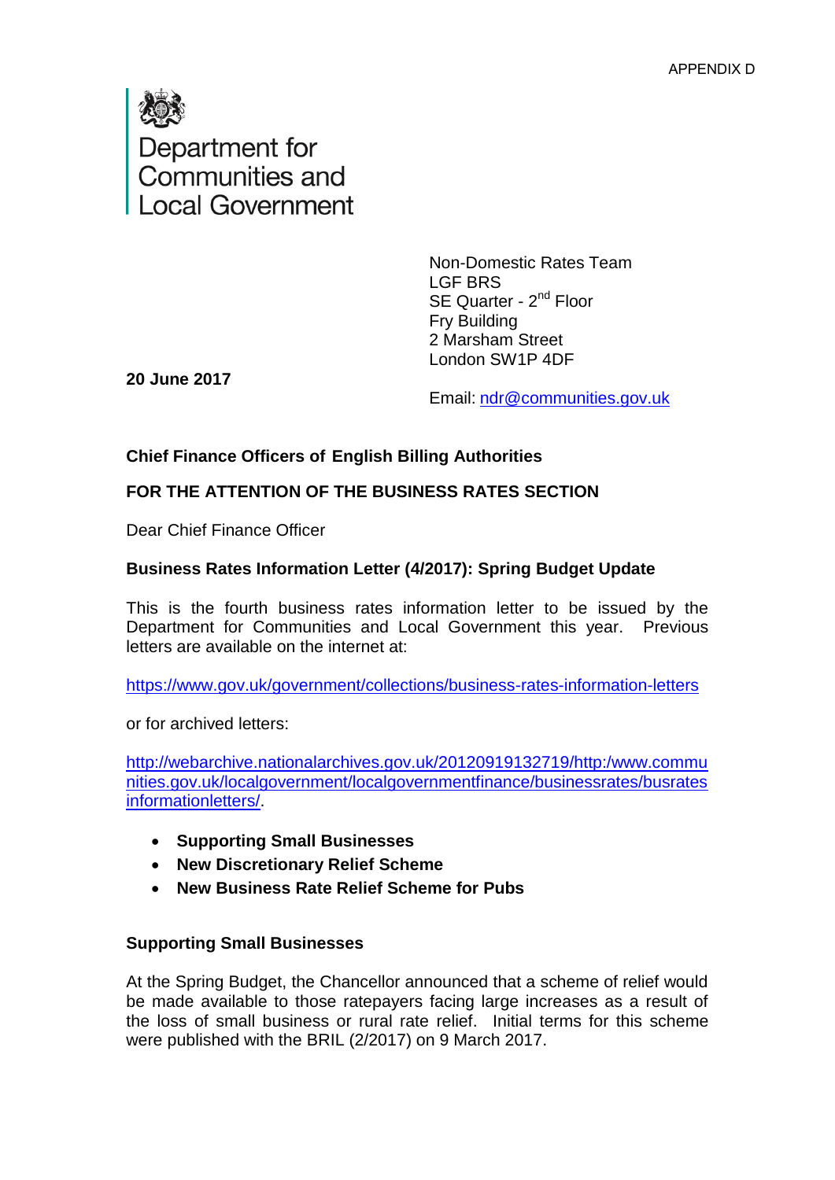APPENDIX D

Department for Communities and Local Government

Non-Domestic Rates Team
LGF BRS
SE Quarter - 2nd Floor
Fry Building
2 Marsham Street
London SW1P 4DF

Email: ndr@communities.gov.uk

**20 June 2017**

**Chief Finance Officers of English Billing Authorities**

**FOR THE ATTENTION OF THE BUSINESS RATES SECTION**

Dear Chief Finance Officer

**Business Rates Information Letter (4/2017): Spring Budget Update**

This is the fourth business rates information letter to be issued by the Department for Communities and Local Government this year. Previous letters are available on the internet at:

https://www.gov.uk/government/collections/business-rates-information-letters

or for archived letters:

http://webarchive.nationalarchives.gov.uk/20120919132719/http:/www.communities.gov.uk/localgovernment/localgovernmentfinance/businessrates/busratesinformationletters/.

- **Supporting Small Businesses**
- **New Discretionary Relief Scheme**
- **New Business Rate Relief Scheme for Pubs**

**Supporting Small Businesses**

At the Spring Budget, the Chancellor announced that a scheme of relief would be made available to those ratepayers facing large increases as a result of the loss of small business or rural rate relief. Initial terms for this scheme were published with the BRIL (2/2017) on 9 March 2017.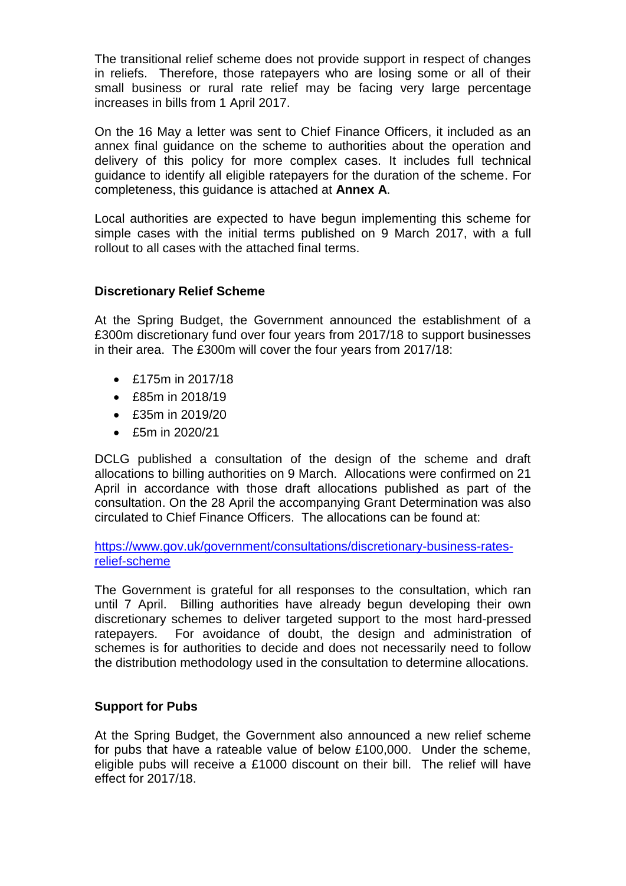The transitional relief scheme does not provide support in respect of changes in reliefs. Therefore, those ratepayers who are losing some or all of their small business or rural rate relief may be facing very large percentage increases in bills from 1 April 2017.

On the 16 May a letter was sent to Chief Finance Officers, it included as an annex final guidance on the scheme to authorities about the operation and delivery of this policy for more complex cases. It includes full technical guidance to identify all eligible ratepayers for the duration of the scheme. For completeness, this guidance is attached at **Annex A**.

Local authorities are expected to have begun implementing this scheme for simple cases with the initial terms published on 9 March 2017, with a full rollout to all cases with the attached final terms.

**Discretionary Relief Scheme**

At the Spring Budget, the Government announced the establishment of a £300m discretionary fund over four years from 2017/18 to support businesses in their area. The £300m will cover the four years from 2017/18:

- £175m in 2017/18
- £85m in 2018/19
- £35m in 2019/20
- £5m in 2020/21

DCLG published a consultation of the design of the scheme and draft allocations to billing authorities on 9 March. Allocations were confirmed on 21 April in accordance with those draft allocations published as part of the consultation. On the 28 April the accompanying Grant Determination was also circulated to Chief Finance Officers. The allocations can be found at:

https://www.gov.uk/government/consultations/discretionary-business-rates-relief-scheme

The Government is grateful for all responses to the consultation, which ran until 7 April. Billing authorities have already begun developing their own discretionary schemes to deliver targeted support to the most hard-pressed ratepayers. For avoidance of doubt, the design and administration of schemes is for authorities to decide and does not necessarily need to follow the distribution methodology used in the consultation to determine allocations.

**Support for Pubs**

At the Spring Budget, the Government also announced a new relief scheme for pubs that have a rateable value of below £100,000. Under the scheme, eligible pubs will receive a £1000 discount on their bill. The relief will have effect for 2017/18.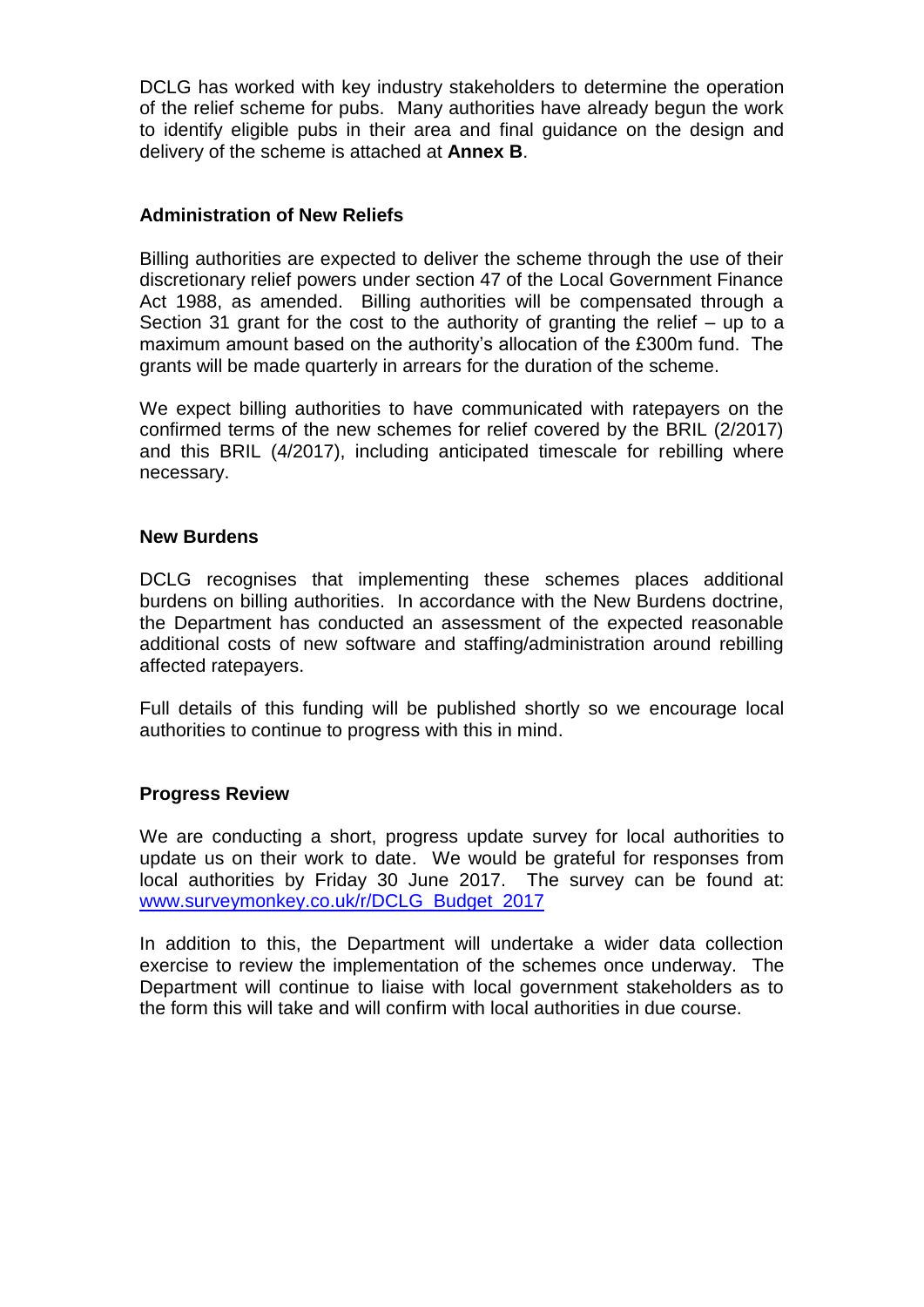DCLG has worked with key industry stakeholders to determine the operation of the relief scheme for pubs. Many authorities have already begun the work to identify eligible pubs in their area and final guidance on the design and delivery of the scheme is attached at **Annex B**.

## Administration of New Reliefs

Billing authorities are expected to deliver the scheme through the use of their discretionary relief powers under section 47 of the Local Government Finance Act 1988, as amended. Billing authorities will be compensated through a Section 31 grant for the cost to the authority of granting the relief – up to a maximum amount based on the authority's allocation of the £300m fund. The grants will be made quarterly in arrears for the duration of the scheme.

We expect billing authorities to have communicated with ratepayers on the confirmed terms of the new schemes for relief covered by the BRIL (2/2017) and this BRIL (4/2017), including anticipated timescale for rebilling where necessary.

## New Burdens

DCLG recognises that implementing these schemes places additional burdens on billing authorities. In accordance with the New Burdens doctrine, the Department has conducted an assessment of the expected reasonable additional costs of new software and staffing/administration around rebilling affected ratepayers.

Full details of this funding will be published shortly so we encourage local authorities to continue to progress with this in mind.

## Progress Review

We are conducting a short, progress update survey for local authorities to update us on their work to date. We would be grateful for responses from local authorities by Friday 30 June 2017. The survey can be found at: [www.surveymonkey.co.uk/r/DCLG_Budget_2017](www.surveymonkey.co.uk/r/DCLG_Budget_2017)

In addition to this, the Department will undertake a wider data collection exercise to review the implementation of the schemes once underway. The Department will continue to liaise with local government stakeholders as to the form this will take and will confirm with local authorities in due course.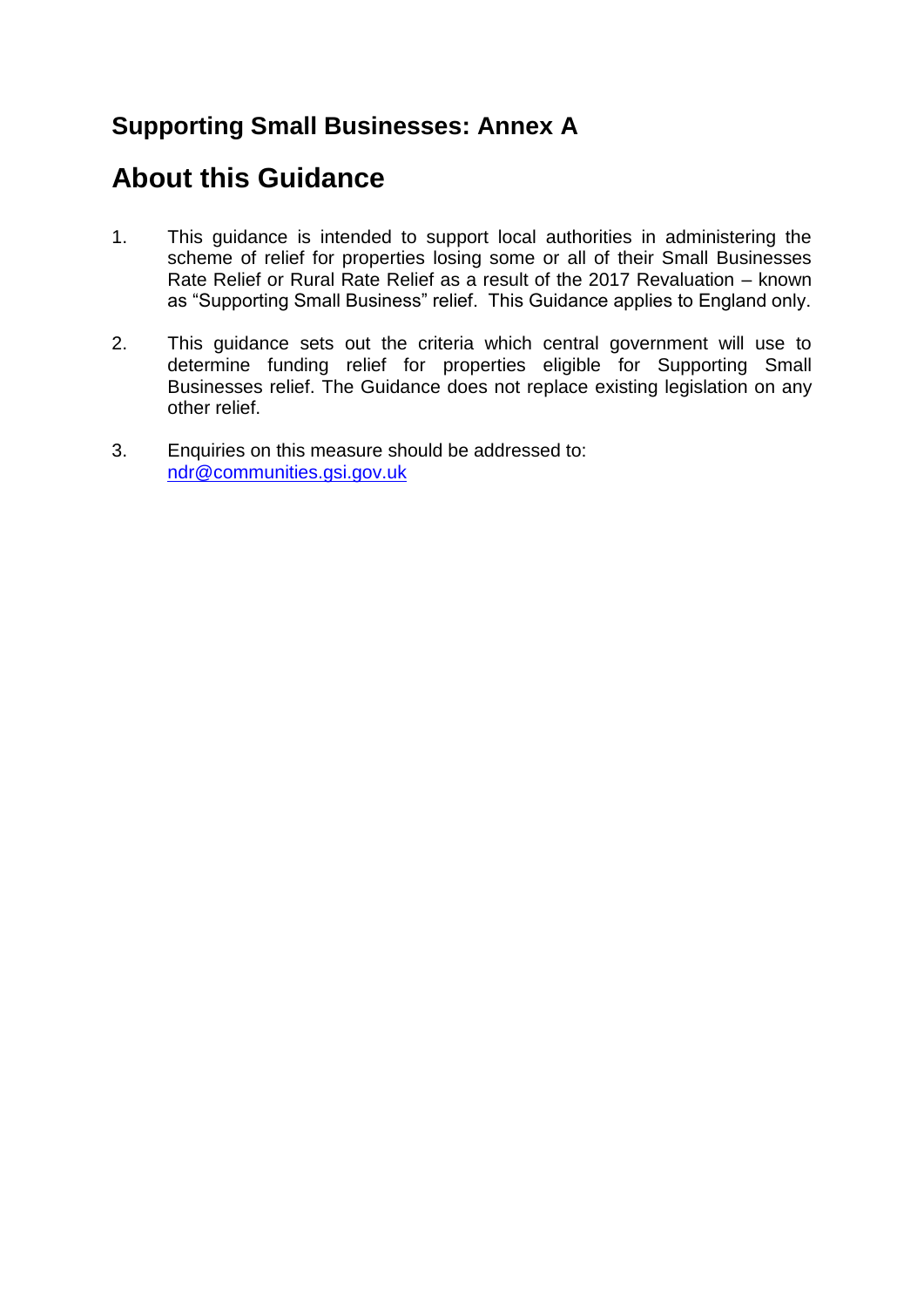## Supporting Small Businesses: Annex A

# About this Guidance

1. This guidance is intended to support local authorities in administering the scheme of relief for properties losing some or all of their Small Businesses Rate Relief or Rural Rate Relief as a result of the 2017 Revaluation – known as "Supporting Small Business" relief. This Guidance applies to England only.

2. This guidance sets out the criteria which central government will use to determine funding relief for properties eligible for Supporting Small Businesses relief. The Guidance does not replace existing legislation on any other relief.

3. Enquiries on this measure should be addressed to: [ndr@communities.gsi.gov.uk](mailto:ndr@communities.gsi.gov.uk)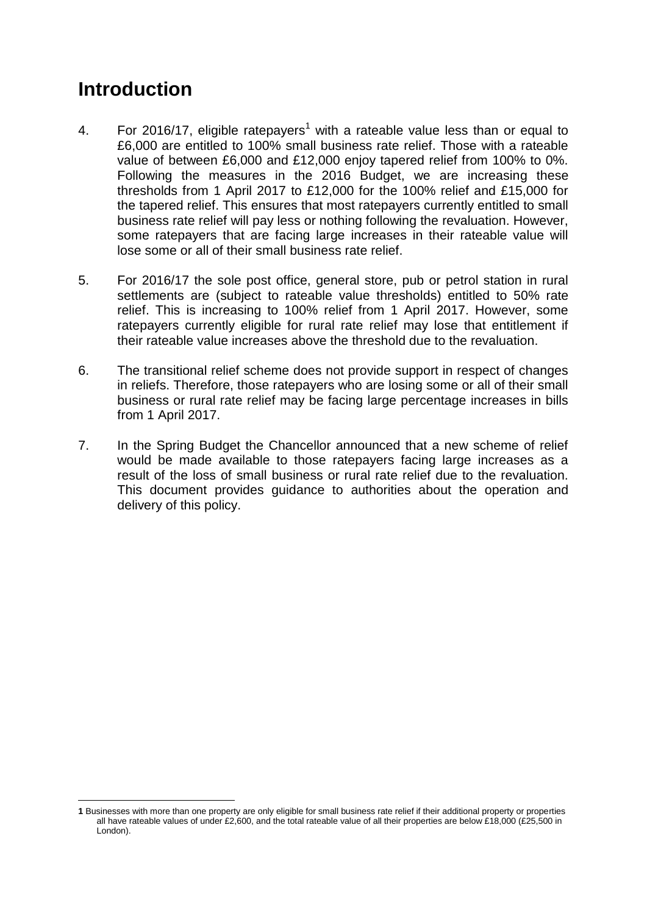# Introduction

4. For 2016/17, eligible ratepayers[1] with a rateable value less than or equal to £6,000 are entitled to 100% small business rate relief. Those with a rateable value of between £6,000 and £12,000 enjoy tapered relief from 100% to 0%. Following the measures in the 2016 Budget, we are increasing these thresholds from 1 April 2017 to £12,000 for the 100% relief and £15,000 for the tapered relief. This ensures that most ratepayers currently entitled to small business rate relief will pay less or nothing following the revaluation. However, some ratepayers that are facing large increases in their rateable value will lose some or all of their small business rate relief.

5. For 2016/17 the sole post office, general store, pub or petrol station in rural settlements are (subject to rateable value thresholds) entitled to 50% rate relief. This is increasing to 100% relief from 1 April 2017. However, some ratepayers currently eligible for rural rate relief may lose that entitlement if their rateable value increases above the threshold due to the revaluation.

6. The transitional relief scheme does not provide support in respect of changes in reliefs. Therefore, those ratepayers who are losing some or all of their small business or rural rate relief may be facing large percentage increases in bills from 1 April 2017.

7. In the Spring Budget the Chancellor announced that a new scheme of relief would be made available to those ratepayers facing large increases as a result of the loss of small business or rural rate relief due to the revaluation. This document provides guidance to authorities about the operation and delivery of this policy.

---

**1** Businesses with more than one property are only eligible for small business rate relief if their additional property or properties all have rateable values of under £2,600, and the total rateable value of all their properties are below £18,000 (£25,500 in London).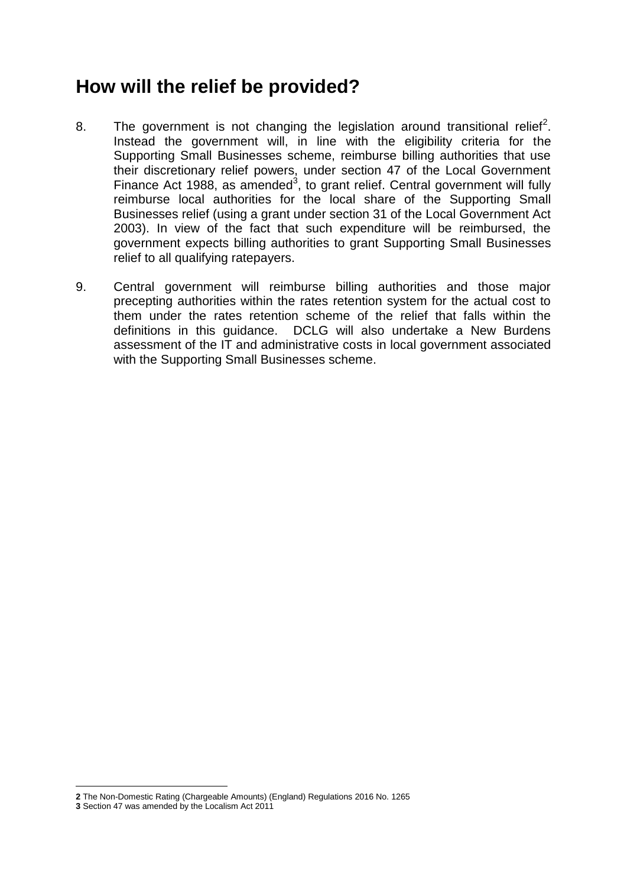## How will the relief be provided?

8. The government is not changing the legislation around transitional relief[2]. Instead the government will, in line with the eligibility criteria for the Supporting Small Businesses scheme, reimburse billing authorities that use their discretionary relief powers, under section 47 of the Local Government Finance Act 1988, as amended[3], to grant relief. Central government will fully reimburse local authorities for the local share of the Supporting Small Businesses relief (using a grant under section 31 of the Local Government Act 2003). In view of the fact that such expenditure will be reimbursed, the government expects billing authorities to grant Supporting Small Businesses relief to all qualifying ratepayers.

9. Central government will reimburse billing authorities and those major precepting authorities within the rates retention system for the actual cost to them under the rates retention scheme of the relief that falls within the definitions in this guidance. DCLG will also undertake a New Burdens assessment of the IT and administrative costs in local government associated with the Supporting Small Businesses scheme.

---

**2** The Non-Domestic Rating (Chargeable Amounts) (England) Regulations 2016 No. 1265

**3** Section 47 was amended by the Localism Act 2011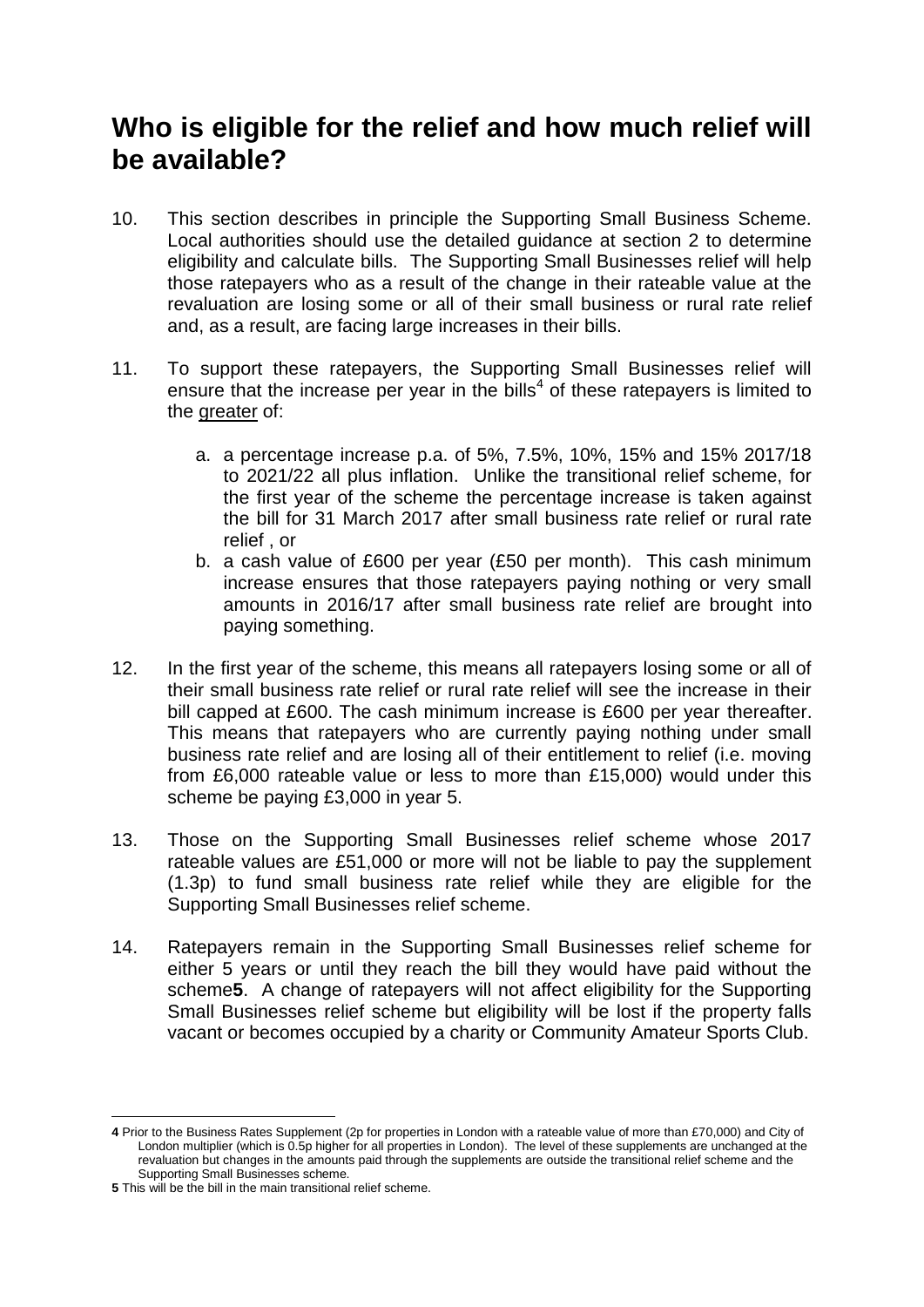## Who is eligible for the relief and how much relief will be available?

10. This section describes in principle the Supporting Small Business Scheme. Local authorities should use the detailed guidance at section 2 to determine eligibility and calculate bills. The Supporting Small Businesses relief will help those ratepayers who as a result of the change in their rateable value at the revaluation are losing some or all of their small business or rural rate relief and, as a result, are facing large increases in their bills.

11. To support these ratepayers, the Supporting Small Businesses relief will ensure that the increase per year in the bills[4] of these ratepayers is limited to the greater of:

    a. a percentage increase p.a. of 5%, 7.5%, 10%, 15% and 15% 2017/18 to 2021/22 all plus inflation. Unlike the transitional relief scheme, for the first year of the scheme the percentage increase is taken against the bill for 31 March 2017 after small business rate relief or rural rate relief , or

    b. a cash value of £600 per year (£50 per month). This cash minimum increase ensures that those ratepayers paying nothing or very small amounts in 2016/17 after small business rate relief are brought into paying something.

12. In the first year of the scheme, this means all ratepayers losing some or all of their small business rate relief or rural rate relief will see the increase in their bill capped at £600. The cash minimum increase is £600 per year thereafter. This means that ratepayers who are currently paying nothing under small business rate relief and are losing all of their entitlement to relief (i.e. moving from £6,000 rateable value or less to more than £15,000) would under this scheme be paying £3,000 in year 5.

13. Those on the Supporting Small Businesses relief scheme whose 2017 rateable values are £51,000 or more will not be liable to pay the supplement (1.3p) to fund small business rate relief while they are eligible for the Supporting Small Businesses relief scheme.

14. Ratepayers remain in the Supporting Small Businesses relief scheme for either 5 years or until they reach the bill they would have paid without the scheme**5**. A change of ratepayers will not affect eligibility for the Supporting Small Businesses relief scheme but eligibility will be lost if the property falls vacant or becomes occupied by a charity or Community Amateur Sports Club.

---

**4** Prior to the Business Rates Supplement (2p for properties in London with a rateable value of more than £70,000) and City of London multiplier (which is 0.5p higher for all properties in London). The level of these supplements are unchanged at the revaluation but changes in the amounts paid through the supplements are outside the transitional relief scheme and the Supporting Small Businesses scheme.

**5** This will be the bill in the main transitional relief scheme.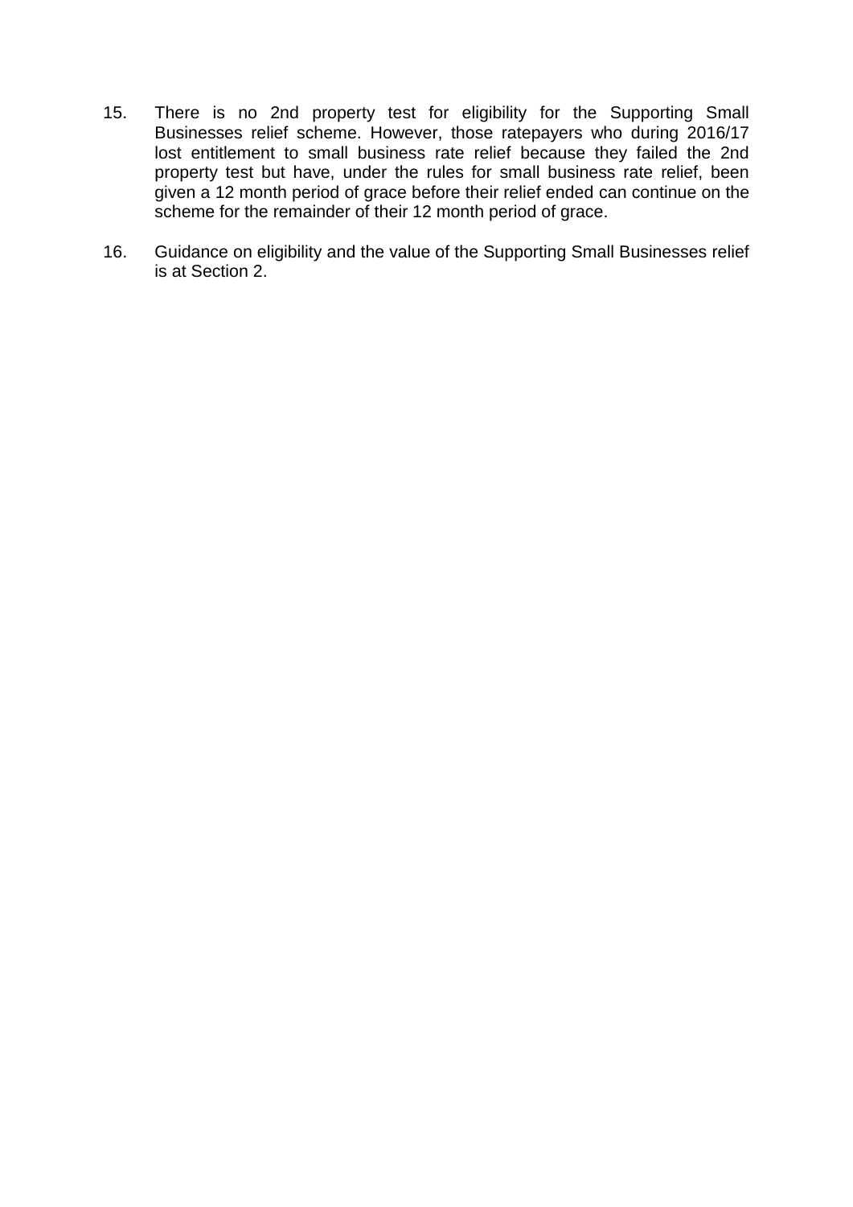15. There is no 2nd property test for eligibility for the Supporting Small Businesses relief scheme. However, those ratepayers who during 2016/17 lost entitlement to small business rate relief because they failed the 2nd property test but have, under the rules for small business rate relief, been given a 12 month period of grace before their relief ended can continue on the scheme for the remainder of their 12 month period of grace.

16. Guidance on eligibility and the value of the Supporting Small Businesses relief is at Section 2.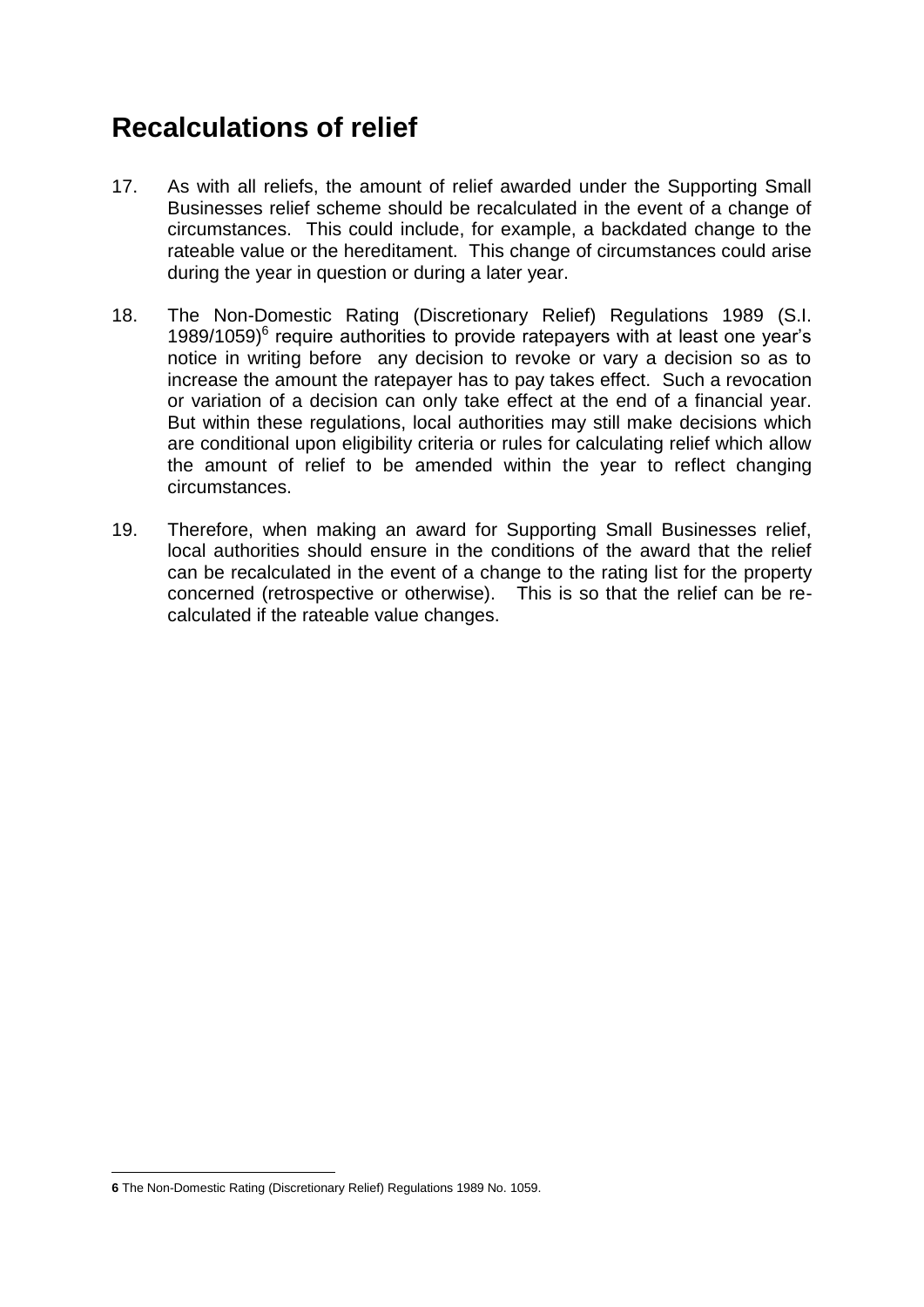## Recalculations of relief

17. As with all reliefs, the amount of relief awarded under the Supporting Small Businesses relief scheme should be recalculated in the event of a change of circumstances. This could include, for example, a backdated change to the rateable value or the hereditament. This change of circumstances could arise during the year in question or during a later year.

18. The Non-Domestic Rating (Discretionary Relief) Regulations 1989 (S.I. 1989/1059)[6] require authorities to provide ratepayers with at least one year's notice in writing before any decision to revoke or vary a decision so as to increase the amount the ratepayer has to pay takes effect. Such a revocation or variation of a decision can only take effect at the end of a financial year. But within these regulations, local authorities may still make decisions which are conditional upon eligibility criteria or rules for calculating relief which allow the amount of relief to be amended within the year to reflect changing circumstances.

19. Therefore, when making an award for Supporting Small Businesses relief, local authorities should ensure in the conditions of the award that the relief can be recalculated in the event of a change to the rating list for the property concerned (retrospective or otherwise). This is so that the relief can be re-calculated if the rateable value changes.

---

**6** The Non-Domestic Rating (Discretionary Relief) Regulations 1989 No. 1059.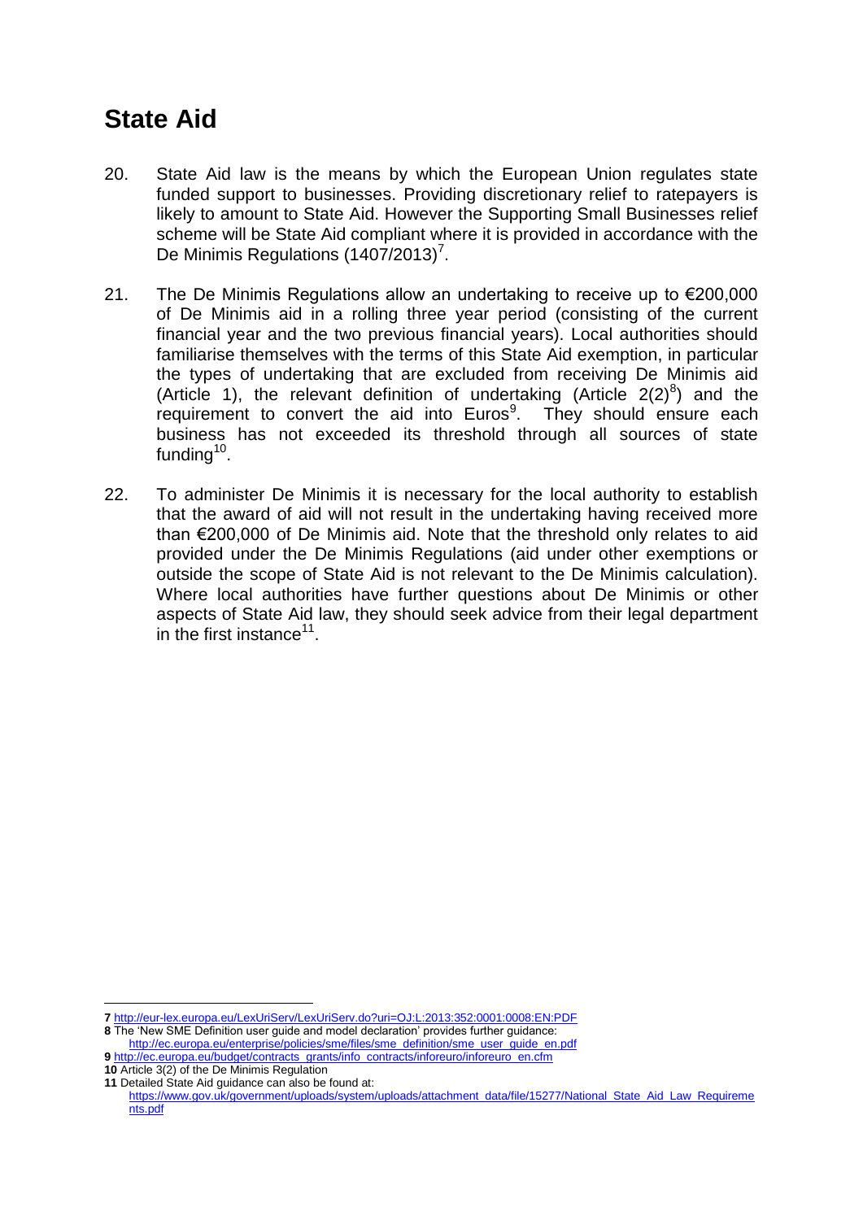# State Aid

20. State Aid law is the means by which the European Union regulates state funded support to businesses. Providing discretionary relief to ratepayers is likely to amount to State Aid. However the Supporting Small Businesses relief scheme will be State Aid compliant where it is provided in accordance with the De Minimis Regulations (1407/2013)[7].

21. The De Minimis Regulations allow an undertaking to receive up to €200,000 of De Minimis aid in a rolling three year period (consisting of the current financial year and the two previous financial years). Local authorities should familiarise themselves with the terms of this State Aid exemption, in particular the types of undertaking that are excluded from receiving De Minimis aid (Article 1), the relevant definition of undertaking (Article 2(2)[8]) and the requirement to convert the aid into Euros[9]. They should ensure each business has not exceeded its threshold through all sources of state funding[10].

22. To administer De Minimis it is necessary for the local authority to establish that the award of aid will not result in the undertaking having received more than €200,000 of De Minimis aid. Note that the threshold only relates to aid provided under the De Minimis Regulations (aid under other exemptions or outside the scope of State Aid is not relevant to the De Minimis calculation). Where local authorities have further questions about De Minimis or other aspects of State Aid law, they should seek advice from their legal department in the first instance[11].

---

**7** http://eur-lex.europa.eu/LexUriServ/LexUriServ.do?uri=OJ:L:2013:352:0001:0008:EN:PDF

**8** The 'New SME Definition user guide and model declaration' provides further guidance: http://ec.europa.eu/enterprise/policies/sme/files/sme_definition/sme_user_guide_en.pdf

**9** http://ec.europa.eu/budget/contracts_grants/info_contracts/inforeuro/inforeuro_en.cfm

**10** Article 3(2) of the De Minimis Regulation

**11** Detailed State Aid guidance can also be found at: https://www.gov.uk/government/uploads/system/uploads/attachment_data/file/15277/National_State_Aid_Law_Requirements.pdf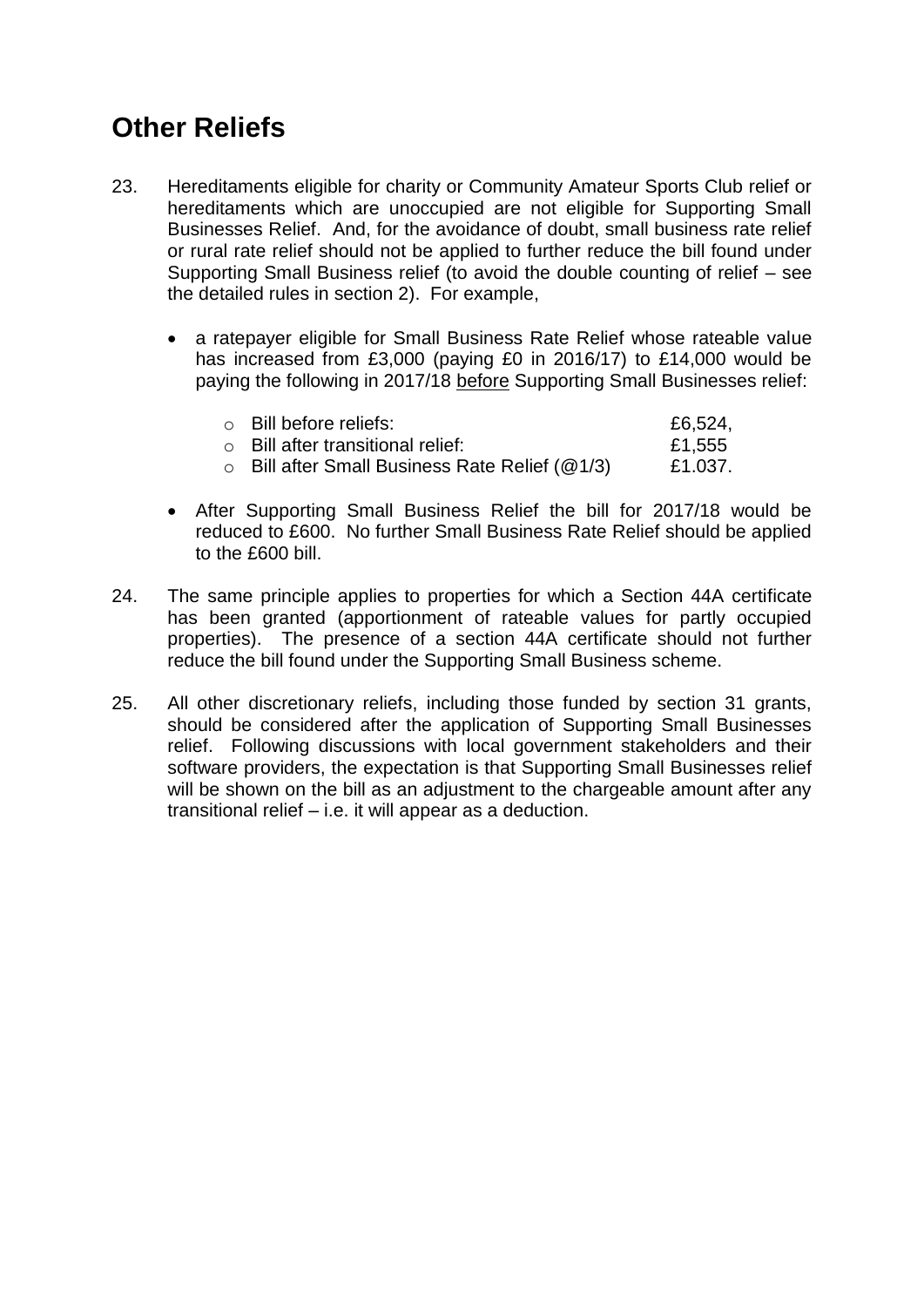## Other Reliefs

23. Hereditaments eligible for charity or Community Amateur Sports Club relief or hereditaments which are unoccupied are not eligible for Supporting Small Businesses Relief. And, for the avoidance of doubt, small business rate relief or rural rate relief should not be applied to further reduce the bill found under Supporting Small Business relief (to avoid the double counting of relief – see the detailed rules in section 2). For example,

    - a ratepayer eligible for Small Business Rate Relief whose rateable value has increased from £3,000 (paying £0 in 2016/17) to £14,000 would be paying the following in 2017/18 before Supporting Small Businesses relief:
        - Bill before reliefs: £6,524,
        - Bill after transitional relief: £1,555
        - Bill after Small Business Rate Relief (@1/3) £1.037.
    - After Supporting Small Business Relief the bill for 2017/18 would be reduced to £600. No further Small Business Rate Relief should be applied to the £600 bill.

24. The same principle applies to properties for which a Section 44A certificate has been granted (apportionment of rateable values for partly occupied properties). The presence of a section 44A certificate should not further reduce the bill found under the Supporting Small Business scheme.

25. All other discretionary reliefs, including those funded by section 31 grants, should be considered after the application of Supporting Small Businesses relief. Following discussions with local government stakeholders and their software providers, the expectation is that Supporting Small Businesses relief will be shown on the bill as an adjustment to the chargeable amount after any transitional relief – i.e. it will appear as a deduction.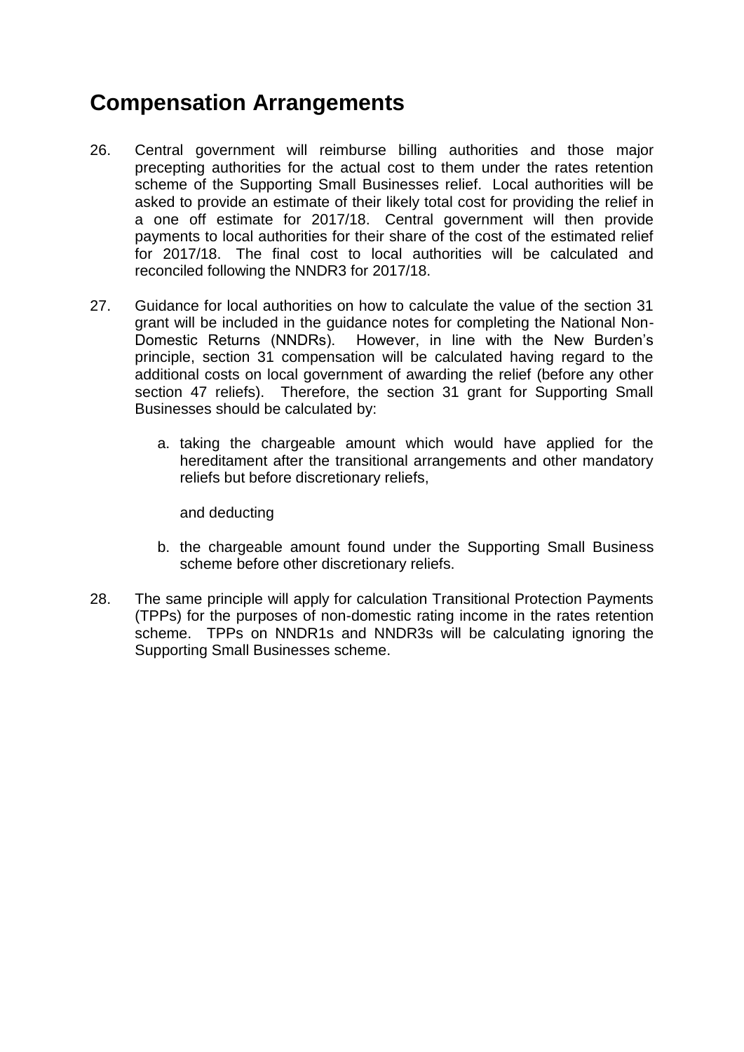## Compensation Arrangements

26. Central government will reimburse billing authorities and those major precepting authorities for the actual cost to them under the rates retention scheme of the Supporting Small Businesses relief. Local authorities will be asked to provide an estimate of their likely total cost for providing the relief in a one off estimate for 2017/18. Central government will then provide payments to local authorities for their share of the cost of the estimated relief for 2017/18. The final cost to local authorities will be calculated and reconciled following the NNDR3 for 2017/18.

27. Guidance for local authorities on how to calculate the value of the section 31 grant will be included in the guidance notes for completing the National Non-Domestic Returns (NNDRs). However, in line with the New Burden's principle, section 31 compensation will be calculated having regard to the additional costs on local government of awarding the relief (before any other section 47 reliefs). Therefore, the section 31 grant for Supporting Small Businesses should be calculated by:

    a. taking the chargeable amount which would have applied for the hereditament after the transitional arrangements and other mandatory reliefs but before discretionary reliefs,

       and deducting

    b. the chargeable amount found under the Supporting Small Business scheme before other discretionary reliefs.

28. The same principle will apply for calculation Transitional Protection Payments (TPPs) for the purposes of non-domestic rating income in the rates retention scheme. TPPs on NNDR1s and NNDR3s will be calculating ignoring the Supporting Small Businesses scheme.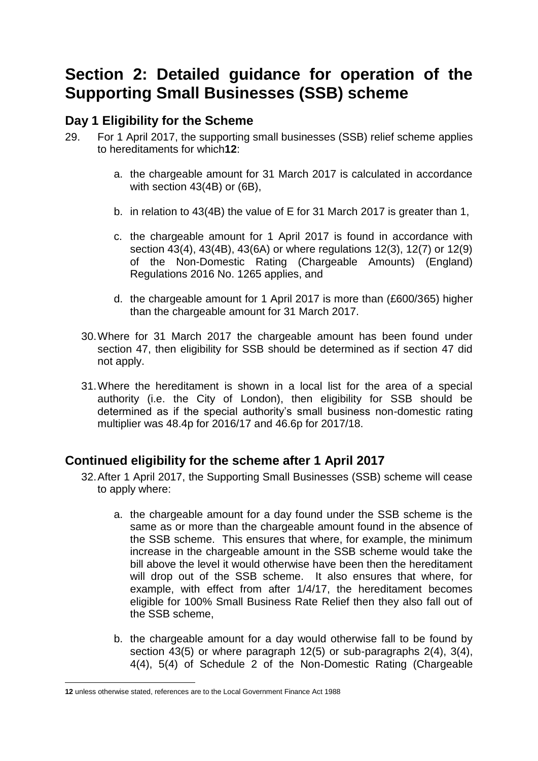# Section 2: Detailed guidance for operation of the Supporting Small Businesses (SSB) scheme

## Day 1 Eligibility for the Scheme

29. For 1 April 2017, the supporting small businesses (SSB) relief scheme applies to hereditaments for which[12]:

    a. the chargeable amount for 31 March 2017 is calculated in accordance with section 43(4B) or (6B),

    b. in relation to 43(4B) the value of E for 31 March 2017 is greater than 1,

    c. the chargeable amount for 1 April 2017 is found in accordance with section 43(4), 43(4B), 43(6A) or where regulations 12(3), 12(7) or 12(9) of the Non-Domestic Rating (Chargeable Amounts) (England) Regulations 2016 No. 1265 applies, and

    d. the chargeable amount for 1 April 2017 is more than (£600/365) higher than the chargeable amount for 31 March 2017.

30. Where for 31 March 2017 the chargeable amount has been found under section 47, then eligibility for SSB should be determined as if section 47 did not apply.

31. Where the hereditament is shown in a local list for the area of a special authority (i.e. the City of London), then eligibility for SSB should be determined as if the special authority's small business non-domestic rating multiplier was 48.4p for 2016/17 and 46.6p for 2017/18.

## Continued eligibility for the scheme after 1 April 2017

32. After 1 April 2017, the Supporting Small Businesses (SSB) scheme will cease to apply where:

    a. the chargeable amount for a day found under the SSB scheme is the same as or more than the chargeable amount found in the absence of the SSB scheme. This ensures that where, for example, the minimum increase in the chargeable amount in the SSB scheme would take the bill above the level it would otherwise have been then the hereditament will drop out of the SSB scheme. It also ensures that where, for example, with effect from after 1/4/17, the hereditament becomes eligible for 100% Small Business Rate Relief then they also fall out of the SSB scheme,

    b. the chargeable amount for a day would otherwise fall to be found by section 43(5) or where paragraph 12(5) or sub-paragraphs 2(4), 3(4), 4(4), 5(4) of Schedule 2 of the Non-Domestic Rating (Chargeable

---

**12** unless otherwise stated, references are to the Local Government Finance Act 1988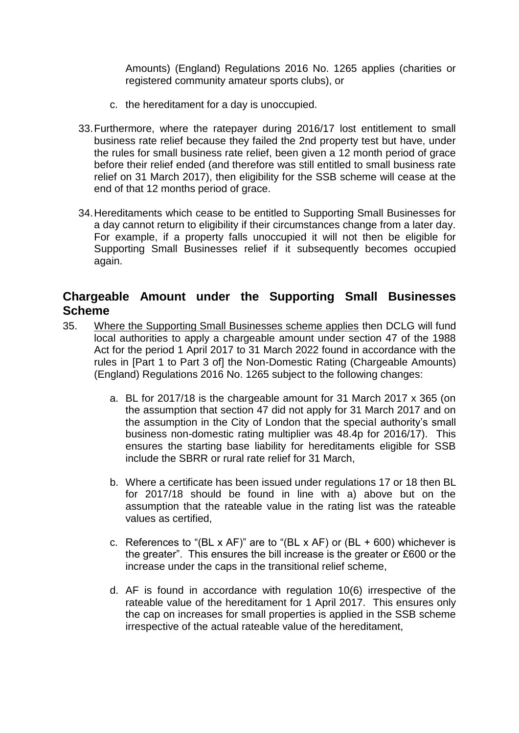Amounts) (England) Regulations 2016 No. 1265 applies (charities or registered community amateur sports clubs), or

c. the hereditament for a day is unoccupied.

33. Furthermore, where the ratepayer during 2016/17 lost entitlement to small business rate relief because they failed the 2nd property test but have, under the rules for small business rate relief, been given a 12 month period of grace before their relief ended (and therefore was still entitled to small business rate relief on 31 March 2017), then eligibility for the SSB scheme will cease at the end of that 12 months period of grace.

34. Hereditaments which cease to be entitled to Supporting Small Businesses for a day cannot return to eligibility if their circumstances change from a later day. For example, if a property falls unoccupied it will not then be eligible for Supporting Small Businesses relief if it subsequently becomes occupied again.

## Chargeable Amount under the Supporting Small Businesses Scheme

35. Where the Supporting Small Businesses scheme applies then DCLG will fund local authorities to apply a chargeable amount under section 47 of the 1988 Act for the period 1 April 2017 to 31 March 2022 found in accordance with the rules in [Part 1 to Part 3 of] the Non-Domestic Rating (Chargeable Amounts) (England) Regulations 2016 No. 1265 subject to the following changes:

    a. BL for 2017/18 is the chargeable amount for 31 March 2017 x 365 (on the assumption that section 47 did not apply for 31 March 2017 and on the assumption in the City of London that the special authority's small business non-domestic rating multiplier was 48.4p for 2016/17). This ensures the starting base liability for hereditaments eligible for SSB include the SBRR or rural rate relief for 31 March,

    b. Where a certificate has been issued under regulations 17 or 18 then BL for 2017/18 should be found in line with a) above but on the assumption that the rateable value in the rating list was the rateable values as certified,

    c. References to "(BL x AF)" are to "(BL x AF) or (BL + 600) whichever is the greater". This ensures the bill increase is the greater or £600 or the increase under the caps in the transitional relief scheme,

    d. AF is found in accordance with regulation 10(6) irrespective of the rateable value of the hereditament for 1 April 2017. This ensures only the cap on increases for small properties is applied in the SSB scheme irrespective of the actual rateable value of the hereditament,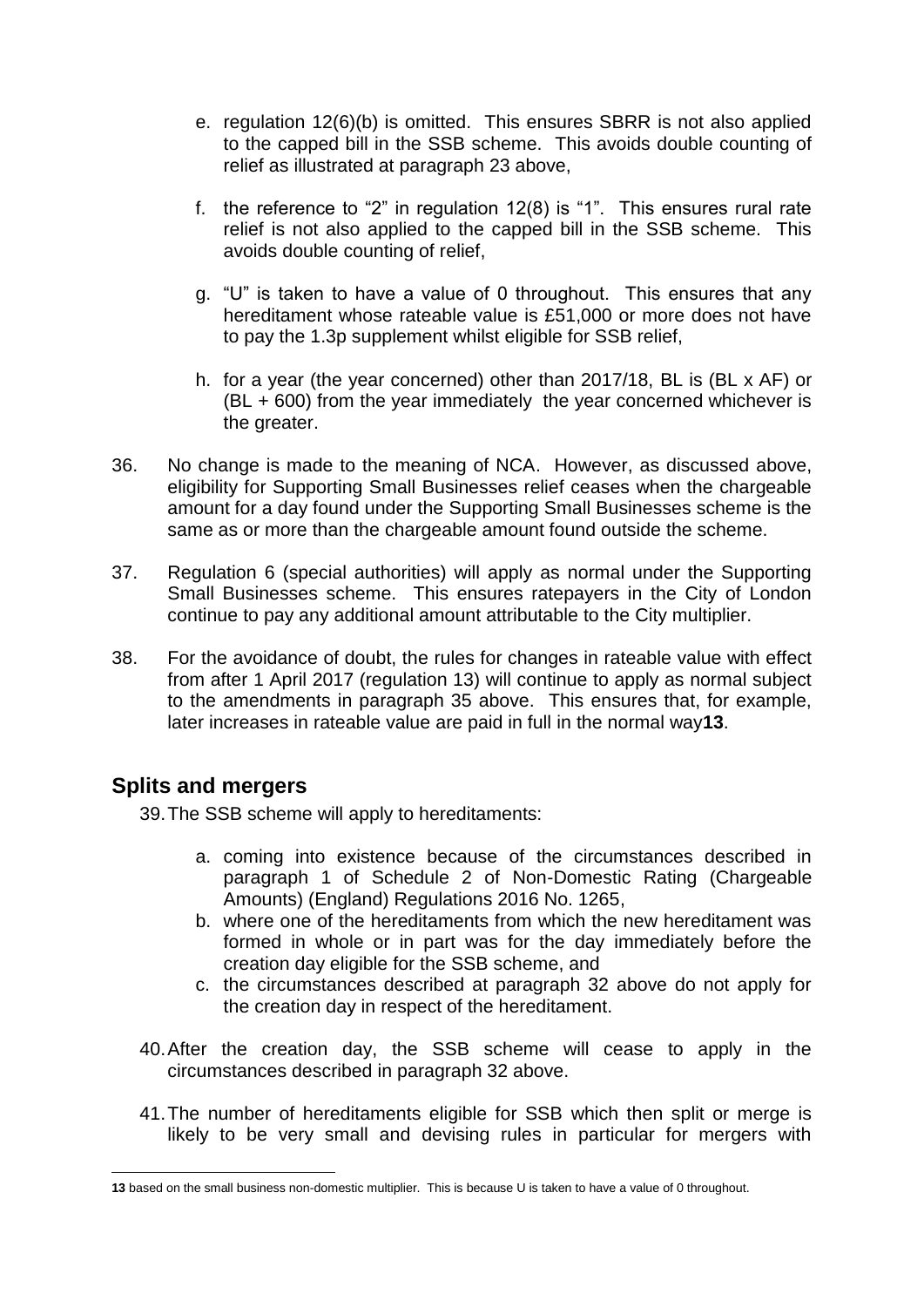e. regulation 12(6)(b) is omitted. This ensures SBRR is not also applied to the capped bill in the SSB scheme. This avoids double counting of relief as illustrated at paragraph 23 above,

f. the reference to "2" in regulation 12(8) is "1". This ensures rural rate relief is not also applied to the capped bill in the SSB scheme. This avoids double counting of relief,

g. "U" is taken to have a value of 0 throughout. This ensures that any hereditament whose rateable value is £51,000 or more does not have to pay the 1.3p supplement whilst eligible for SSB relief,

h. for a year (the year concerned) other than 2017/18, BL is (BL x AF) or (BL + 600) from the year immediately the year concerned whichever is the greater.

36. No change is made to the meaning of NCA. However, as discussed above, eligibility for Supporting Small Businesses relief ceases when the chargeable amount for a day found under the Supporting Small Businesses scheme is the same as or more than the chargeable amount found outside the scheme.

37. Regulation 6 (special authorities) will apply as normal under the Supporting Small Businesses scheme. This ensures ratepayers in the City of London continue to pay any additional amount attributable to the City multiplier.

38. For the avoidance of doubt, the rules for changes in rateable value with effect from after 1 April 2017 (regulation 13) will continue to apply as normal subject to the amendments in paragraph 35 above. This ensures that, for example, later increases in rateable value are paid in full in the normal way[13].

## Splits and mergers

39. The SSB scheme will apply to hereditaments:

   a. coming into existence because of the circumstances described in paragraph 1 of Schedule 2 of Non-Domestic Rating (Chargeable Amounts) (England) Regulations 2016 No. 1265,
   b. where one of the hereditaments from which the new hereditament was formed in whole or in part was for the day immediately before the creation day eligible for the SSB scheme, and
   c. the circumstances described at paragraph 32 above do not apply for the creation day in respect of the hereditament.

40. After the creation day, the SSB scheme will cease to apply in the circumstances described in paragraph 32 above.

41. The number of hereditaments eligible for SSB which then split or merge is likely to be very small and devising rules in particular for mergers with

---

**13** based on the small business non-domestic multiplier. This is because U is taken to have a value of 0 throughout.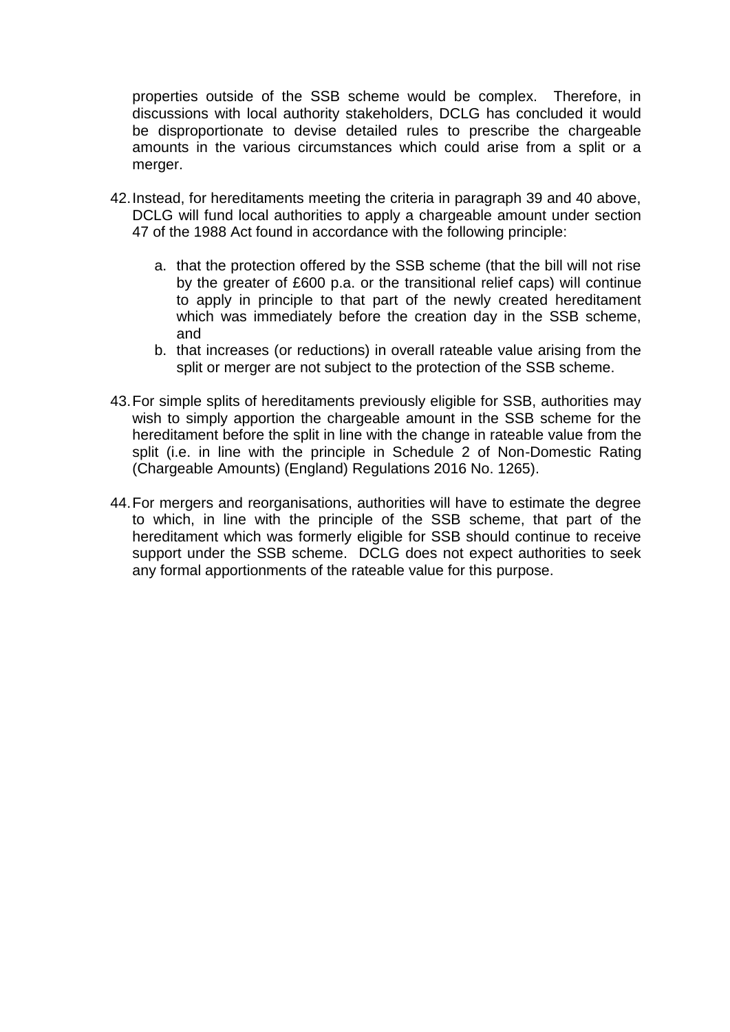properties outside of the SSB scheme would be complex. Therefore, in discussions with local authority stakeholders, DCLG has concluded it would be disproportionate to devise detailed rules to prescribe the chargeable amounts in the various circumstances which could arise from a split or a merger.

42. Instead, for hereditaments meeting the criteria in paragraph 39 and 40 above, DCLG will fund local authorities to apply a chargeable amount under section 47 of the 1988 Act found in accordance with the following principle:

    a. that the protection offered by the SSB scheme (that the bill will not rise by the greater of £600 p.a. or the transitional relief caps) will continue to apply in principle to that part of the newly created hereditament which was immediately before the creation day in the SSB scheme, and
    b. that increases (or reductions) in overall rateable value arising from the split or merger are not subject to the protection of the SSB scheme.

43. For simple splits of hereditaments previously eligible for SSB, authorities may wish to simply apportion the chargeable amount in the SSB scheme for the hereditament before the split in line with the change in rateable value from the split (i.e. in line with the principle in Schedule 2 of Non-Domestic Rating (Chargeable Amounts) (England) Regulations 2016 No. 1265).

44. For mergers and reorganisations, authorities will have to estimate the degree to which, in line with the principle of the SSB scheme, that part of the hereditament which was formerly eligible for SSB should continue to receive support under the SSB scheme. DCLG does not expect authorities to seek any formal apportionments of the rateable value for this purpose.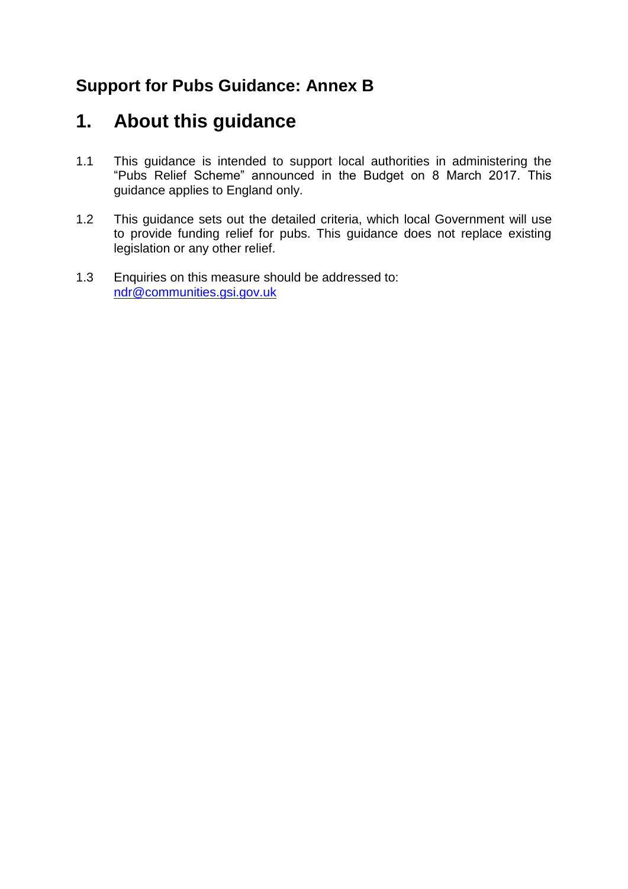## Support for Pubs Guidance: Annex B

# 1. About this guidance

1.1 This guidance is intended to support local authorities in administering the "Pubs Relief Scheme" announced in the Budget on 8 March 2017. This guidance applies to England only.

1.2 This guidance sets out the detailed criteria, which local Government will use to provide funding relief for pubs. This guidance does not replace existing legislation or any other relief.

1.3 Enquiries on this measure should be addressed to: [ndr@communities.gsi.gov.uk](mailto:ndr@communities.gsi.gov.uk)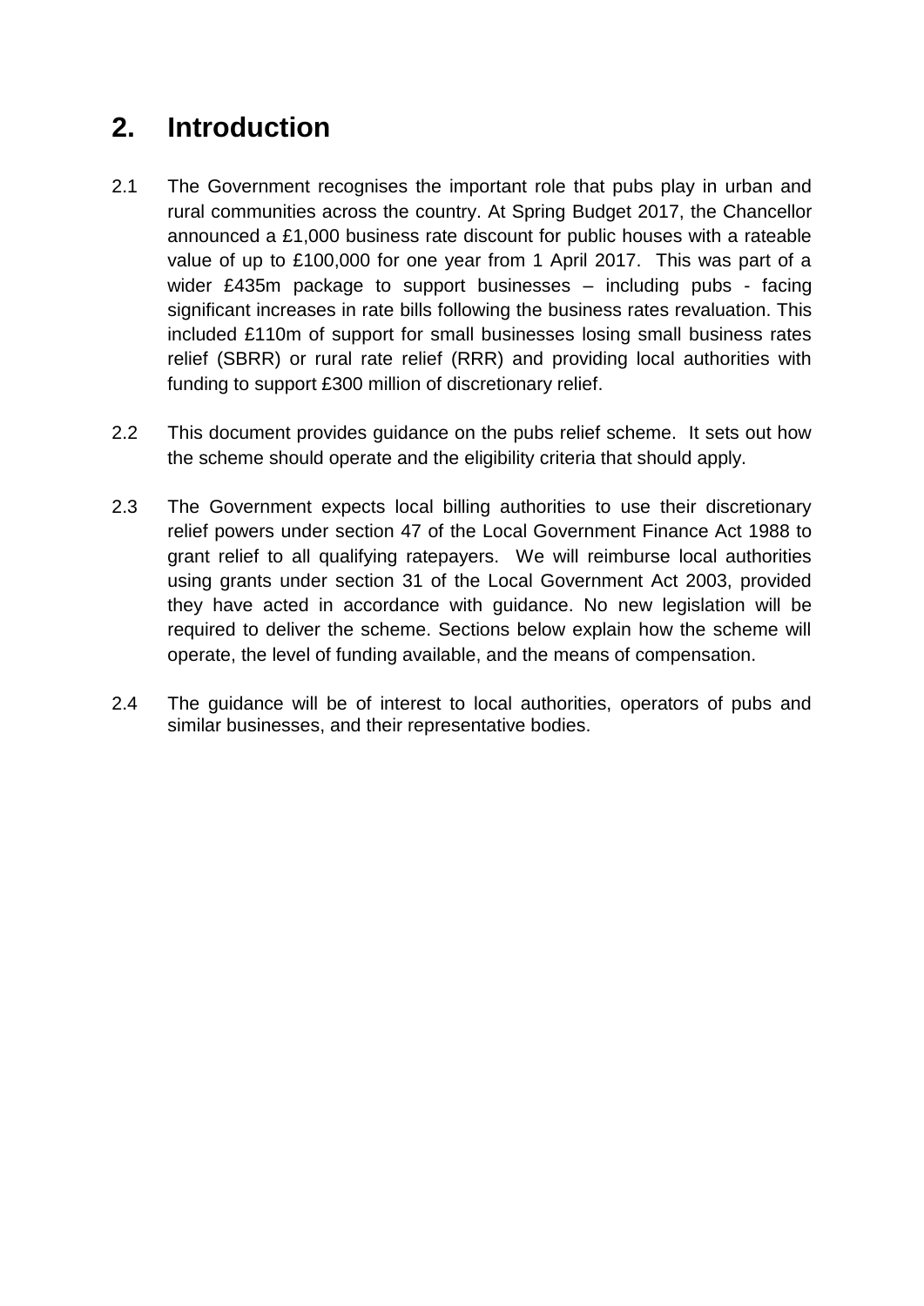## 2. Introduction

2.1 The Government recognises the important role that pubs play in urban and rural communities across the country. At Spring Budget 2017, the Chancellor announced a £1,000 business rate discount for public houses with a rateable value of up to £100,000 for one year from 1 April 2017. This was part of a wider £435m package to support businesses – including pubs - facing significant increases in rate bills following the business rates revaluation. This included £110m of support for small businesses losing small business rates relief (SBRR) or rural rate relief (RRR) and providing local authorities with funding to support £300 million of discretionary relief.

2.2 This document provides guidance on the pubs relief scheme. It sets out how the scheme should operate and the eligibility criteria that should apply.

2.3 The Government expects local billing authorities to use their discretionary relief powers under section 47 of the Local Government Finance Act 1988 to grant relief to all qualifying ratepayers. We will reimburse local authorities using grants under section 31 of the Local Government Act 2003, provided they have acted in accordance with guidance. No new legislation will be required to deliver the scheme. Sections below explain how the scheme will operate, the level of funding available, and the means of compensation.

2.4 The guidance will be of interest to local authorities, operators of pubs and similar businesses, and their representative bodies.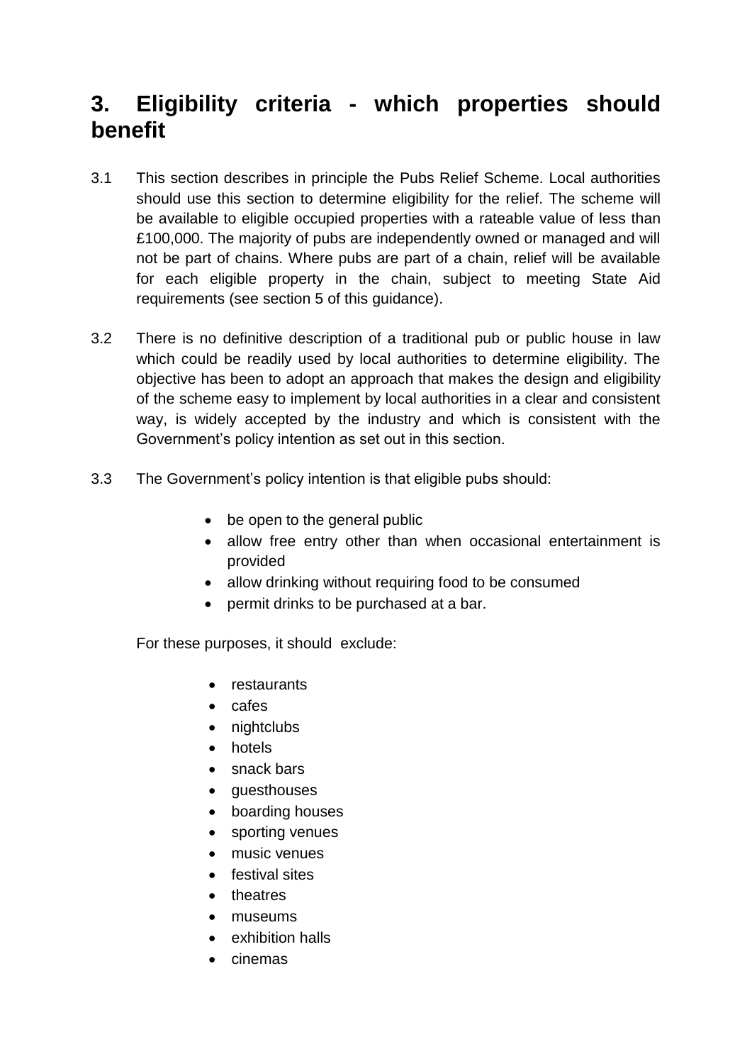## 3. Eligibility criteria - which properties should benefit

3.1 This section describes in principle the Pubs Relief Scheme. Local authorities should use this section to determine eligibility for the relief. The scheme will be available to eligible occupied properties with a rateable value of less than £100,000. The majority of pubs are independently owned or managed and will not be part of chains. Where pubs are part of a chain, relief will be available for each eligible property in the chain, subject to meeting State Aid requirements (see section 5 of this guidance).

3.2 There is no definitive description of a traditional pub or public house in law which could be readily used by local authorities to determine eligibility. The objective has been to adopt an approach that makes the design and eligibility of the scheme easy to implement by local authorities in a clear and consistent way, is widely accepted by the industry and which is consistent with the Government's policy intention as set out in this section.

3.3 The Government's policy intention is that eligible pubs should:

- be open to the general public
- allow free entry other than when occasional entertainment is provided
- allow drinking without requiring food to be consumed
- permit drinks to be purchased at a bar.

For these purposes, it should exclude:

- restaurants
- cafes
- nightclubs
- hotels
- snack bars
- guesthouses
- boarding houses
- sporting venues
- music venues
- festival sites
- theatres
- museums
- exhibition halls
- cinemas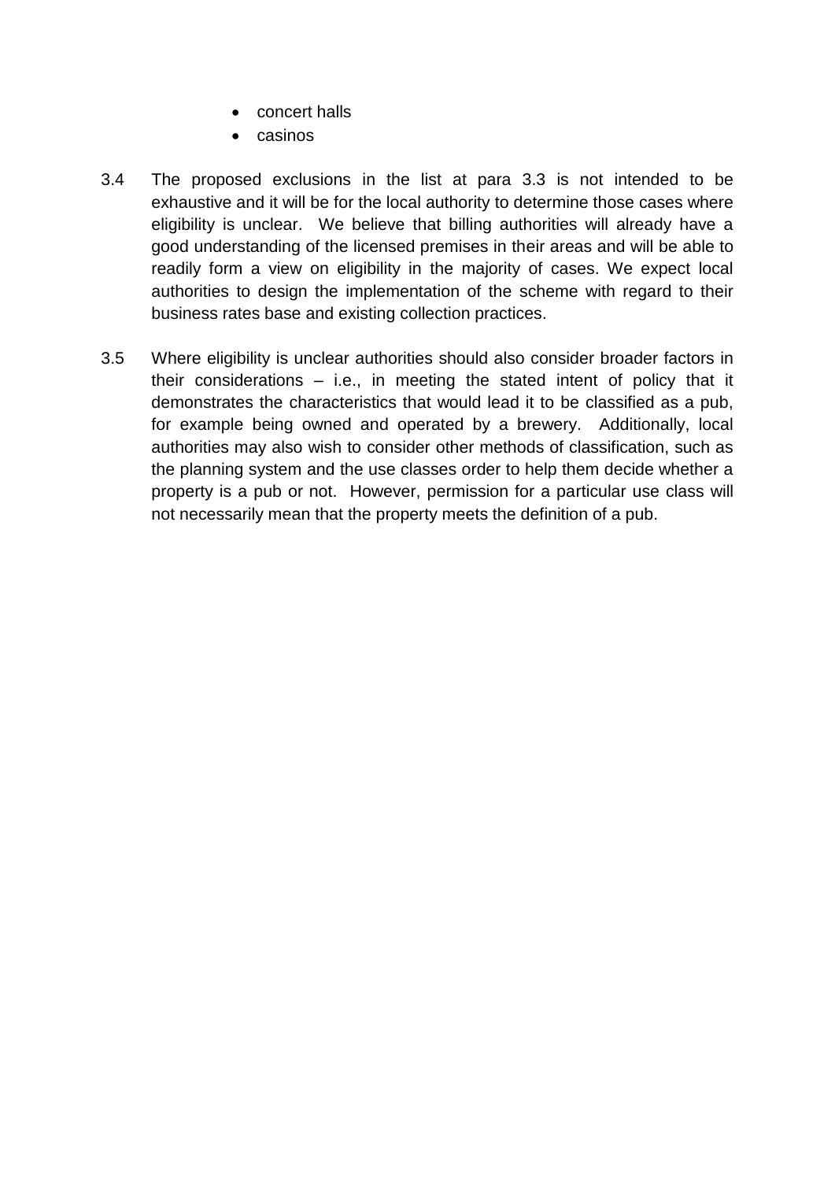- concert halls
- casinos

3.4 The proposed exclusions in the list at para 3.3 is not intended to be exhaustive and it will be for the local authority to determine those cases where eligibility is unclear. We believe that billing authorities will already have a good understanding of the licensed premises in their areas and will be able to readily form a view on eligibility in the majority of cases. We expect local authorities to design the implementation of the scheme with regard to their business rates base and existing collection practices.

3.5 Where eligibility is unclear authorities should also consider broader factors in their considerations – i.e., in meeting the stated intent of policy that it demonstrates the characteristics that would lead it to be classified as a pub, for example being owned and operated by a brewery. Additionally, local authorities may also wish to consider other methods of classification, such as the planning system and the use classes order to help them decide whether a property is a pub or not. However, permission for a particular use class will not necessarily mean that the property meets the definition of a pub.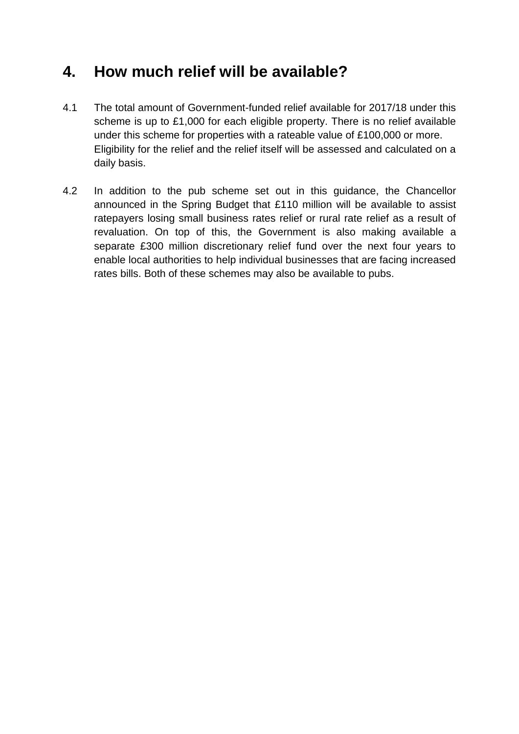## 4. How much relief will be available?

4.1 The total amount of Government-funded relief available for 2017/18 under this scheme is up to £1,000 for each eligible property. There is no relief available under this scheme for properties with a rateable value of £100,000 or more. Eligibility for the relief and the relief itself will be assessed and calculated on a daily basis.

4.2 In addition to the pub scheme set out in this guidance, the Chancellor announced in the Spring Budget that £110 million will be available to assist ratepayers losing small business rates relief or rural rate relief as a result of revaluation. On top of this, the Government is also making available a separate £300 million discretionary relief fund over the next four years to enable local authorities to help individual businesses that are facing increased rates bills. Both of these schemes may also be available to pubs.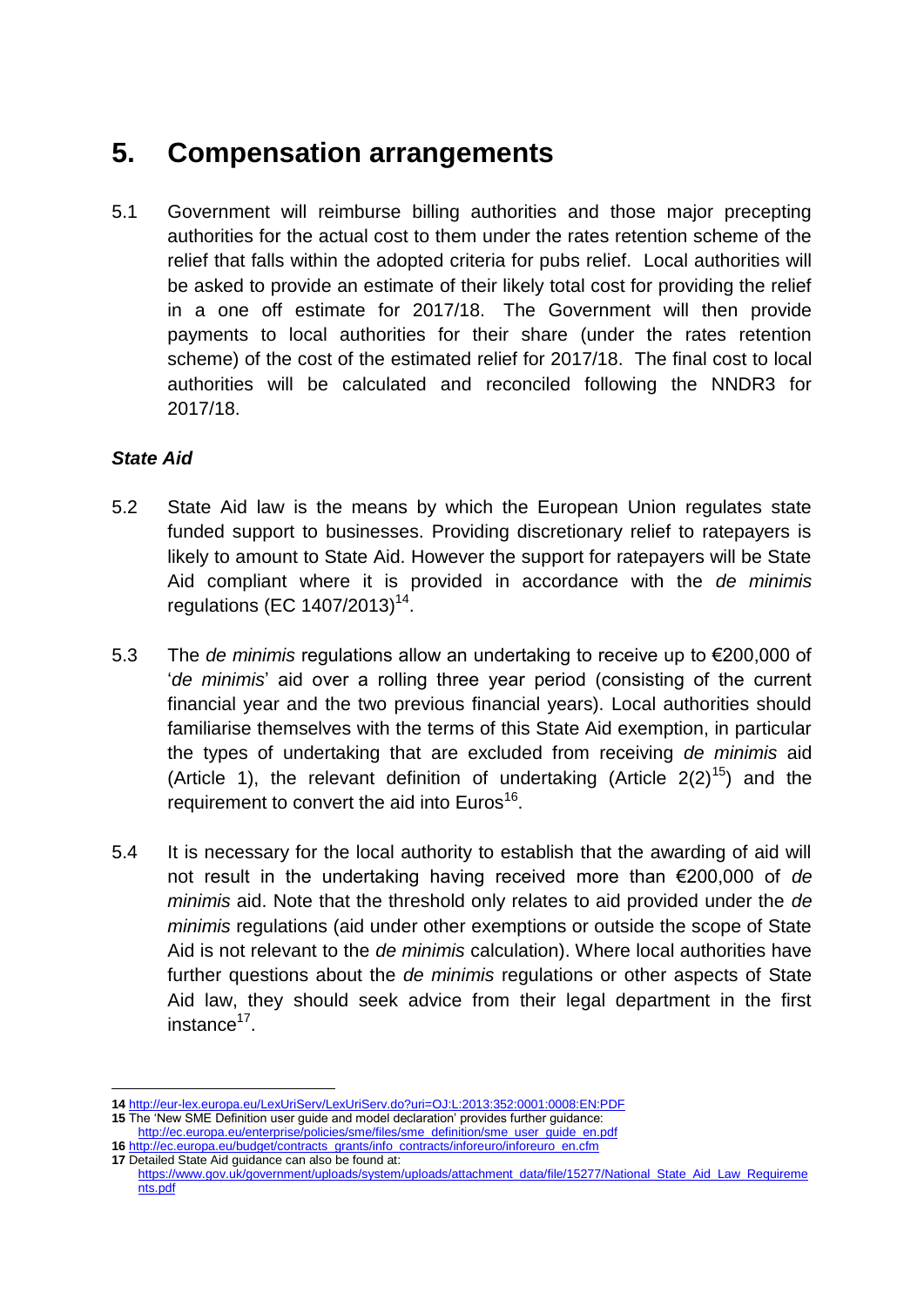# 5. Compensation arrangements

5.1 Government will reimburse billing authorities and those major precepting authorities for the actual cost to them under the rates retention scheme of the relief that falls within the adopted criteria for pubs relief. Local authorities will be asked to provide an estimate of their likely total cost for providing the relief in a one off estimate for 2017/18. The Government will then provide payments to local authorities for their share (under the rates retention scheme) of the cost of the estimated relief for 2017/18. The final cost to local authorities will be calculated and reconciled following the NNDR3 for 2017/18.

### *State Aid*

5.2 State Aid law is the means by which the European Union regulates state funded support to businesses. Providing discretionary relief to ratepayers is likely to amount to State Aid. However the support for ratepayers will be State Aid compliant where it is provided in accordance with the *de minimis* regulations (EC 1407/2013)[14].

5.3 The *de minimis* regulations allow an undertaking to receive up to €200,000 of '*de minimis*' aid over a rolling three year period (consisting of the current financial year and the two previous financial years). Local authorities should familiarise themselves with the terms of this State Aid exemption, in particular the types of undertaking that are excluded from receiving *de minimis* aid (Article 1), the relevant definition of undertaking (Article 2(2)[15]) and the requirement to convert the aid into Euros[16].

5.4 It is necessary for the local authority to establish that the awarding of aid will not result in the undertaking having received more than €200,000 of *de minimis* aid. Note that the threshold only relates to aid provided under the *de minimis* regulations (aid under other exemptions or outside the scope of State Aid is not relevant to the *de minimis* calculation). Where local authorities have further questions about the *de minimis* regulations or other aspects of State Aid law, they should seek advice from their legal department in the first instance[17].

---

**14** http://eur-lex.europa.eu/LexUriServ/LexUriServ.do?uri=OJ:L:2013:352:0001:0008:EN:PDF

**15** The 'New SME Definition user guide and model declaration' provides further guidance: http://ec.europa.eu/enterprise/policies/sme/files/sme_definition/sme_user_guide_en.pdf

**16** http://ec.europa.eu/budget/contracts_grants/info_contracts/inforeuro/inforeuro_en.cfm

**17** Detailed State Aid guidance can also be found at: https://www.gov.uk/government/uploads/system/uploads/attachment_data/file/15277/National_State_Aid_Law_Requirements.pdf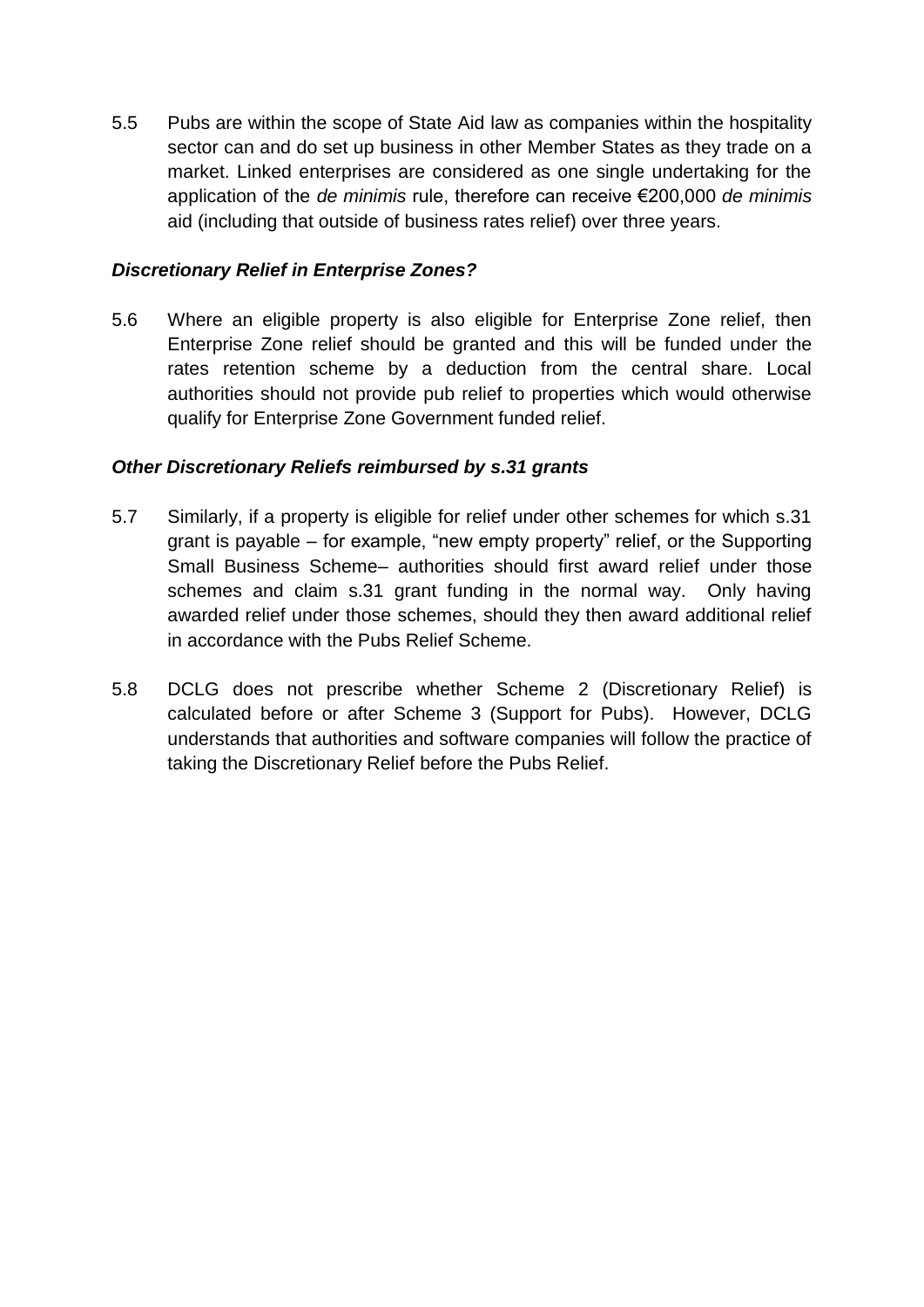5.5 Pubs are within the scope of State Aid law as companies within the hospitality sector can and do set up business in other Member States as they trade on a market. Linked enterprises are considered as one single undertaking for the application of the *de minimis* rule, therefore can receive €200,000 *de minimis* aid (including that outside of business rates relief) over three years.

### *Discretionary Relief in Enterprise Zones?*

5.6 Where an eligible property is also eligible for Enterprise Zone relief, then Enterprise Zone relief should be granted and this will be funded under the rates retention scheme by a deduction from the central share. Local authorities should not provide pub relief to properties which would otherwise qualify for Enterprise Zone Government funded relief.

### *Other Discretionary Reliefs reimbursed by s.31 grants*

5.7 Similarly, if a property is eligible for relief under other schemes for which s.31 grant is payable – for example, "new empty property" relief, or the Supporting Small Business Scheme– authorities should first award relief under those schemes and claim s.31 grant funding in the normal way. Only having awarded relief under those schemes, should they then award additional relief in accordance with the Pubs Relief Scheme.

5.8 DCLG does not prescribe whether Scheme 2 (Discretionary Relief) is calculated before or after Scheme 3 (Support for Pubs). However, DCLG understands that authorities and software companies will follow the practice of taking the Discretionary Relief before the Pubs Relief.